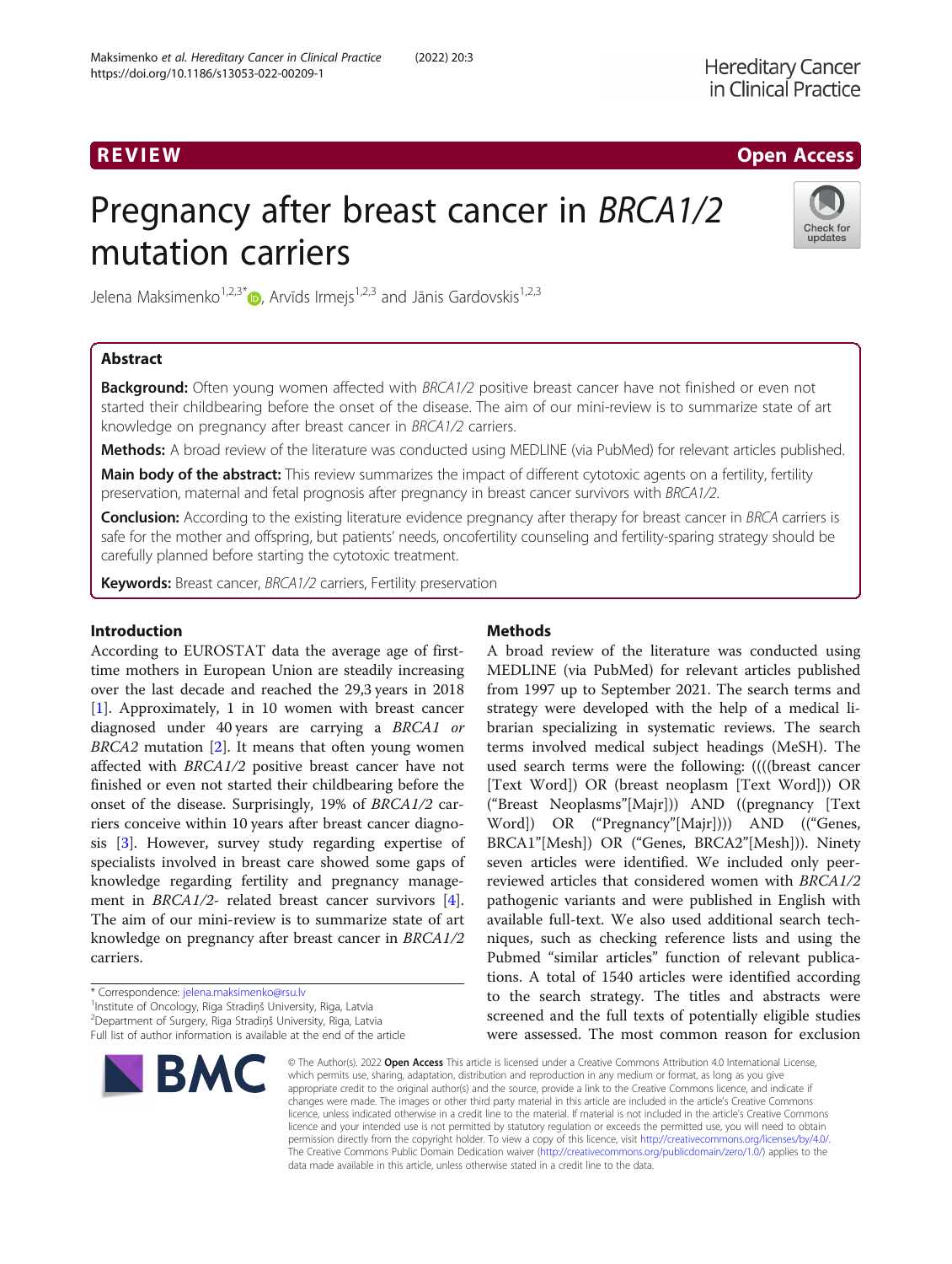REVIEW

Open Access

# Pregnancy after breast cancer in *BRCA1/2* mutation carriers

Jelena Maksimenko[1,2,3*], Arvīds Irmejs[1,2,3] and Jānis Gardovskis[1,2,3]

## Abstract

**Background:** Often young women affected with *BRCA1/2* positive breast cancer have not finished or even not started their childbearing before the onset of the disease. The aim of our mini-review is to summarize state of art knowledge on pregnancy after breast cancer in *BRCA1/2* carriers.

**Methods:** A broad review of the literature was conducted using MEDLINE (via PubMed) for relevant articles published.

**Main body of the abstract:** This review summarizes the impact of different cytotoxic agents on a fertility, fertility preservation, maternal and fetal prognosis after pregnancy in breast cancer survivors with *BRCA1/2*.

**Conclusion:** According to the existing literature evidence pregnancy after therapy for breast cancer in *BRCA* carriers is safe for the mother and offspring, but patients' needs, oncofertility counseling and fertility-sparing strategy should be carefully planned before starting the cytotoxic treatment.

**Keywords:** Breast cancer, *BRCA1/2* carriers, Fertility preservation

## Introduction

According to EUROSTAT data the average age of first-time mothers in European Union are steadily increasing over the last decade and reached the 29,3 years in 2018 [1]. Approximately, 1 in 10 women with breast cancer diagnosed under 40 years are carrying a *BRCA1 or BRCA2* mutation [2]. It means that often young women affected with *BRCA1/2* positive breast cancer have not finished or even not started their childbearing before the onset of the disease. Surprisingly, 19% of *BRCA1/2* carriers conceive within 10 years after breast cancer diagnosis [3]. However, survey study regarding expertise of specialists involved in breast care showed some gaps of knowledge regarding fertility and pregnancy management in *BRCA1/2*- related breast cancer survivors [4]. The aim of our mini-review is to summarize state of art knowledge on pregnancy after breast cancer in *BRCA1/2* carriers.

## Methods

A broad review of the literature was conducted using MEDLINE (via PubMed) for relevant articles published from 1997 up to September 2021. The search terms and strategy were developed with the help of a medical librarian specializing in systematic reviews. The search terms involved medical subject headings (MeSH). The used search terms were the following: ((((breast cancer [Text Word]) OR (breast neoplasm [Text Word])) OR ("Breast Neoplasms"[Majr])) AND ((pregnancy [Text Word]) OR ("Pregnancy"[Majr]))) AND (("Genes, BRCA1"[Mesh]) OR ("Genes, BRCA2"[Mesh])). Ninety seven articles were identified. We included only peer-reviewed articles that considered women with *BRCA1/2* pathogenic variants and were published in English with available full-text. We also used additional search techniques, such as checking reference lists and using the Pubmed "similar articles" function of relevant publications. A total of 1540 articles were identified according to the search strategy. The titles and abstracts were screened and the full texts of potentially eligible studies were assessed. The most common reason for exclusion

\* Correspondence: jelena.maksimenko@rsu.lv
[1]Institute of Oncology, Riga Stradiņš University, Riga, Latvia
[2]Department of Surgery, Riga Stradiņš University, Riga, Latvia
Full list of author information is available at the end of the article

© The Author(s). 2022 **Open Access** This article is licensed under a Creative Commons Attribution 4.0 International License, which permits use, sharing, adaptation, distribution and reproduction in any medium or format, as long as you give appropriate credit to the original author(s) and the source, provide a link to the Creative Commons licence, and indicate if changes were made. The images or other third party material in this article are included in the article's Creative Commons licence, unless indicated otherwise in a credit line to the material. If material is not included in the article's Creative Commons licence and your intended use is not permitted by statutory regulation or exceeds the permitted use, you will need to obtain permission directly from the copyright holder. To view a copy of this licence, visit http://creativecommons.org/licenses/by/4.0/. The Creative Commons Public Domain Dedication waiver (http://creativecommons.org/publicdomain/zero/1.0/) applies to the data made available in this article, unless otherwise stated in a credit line to the data.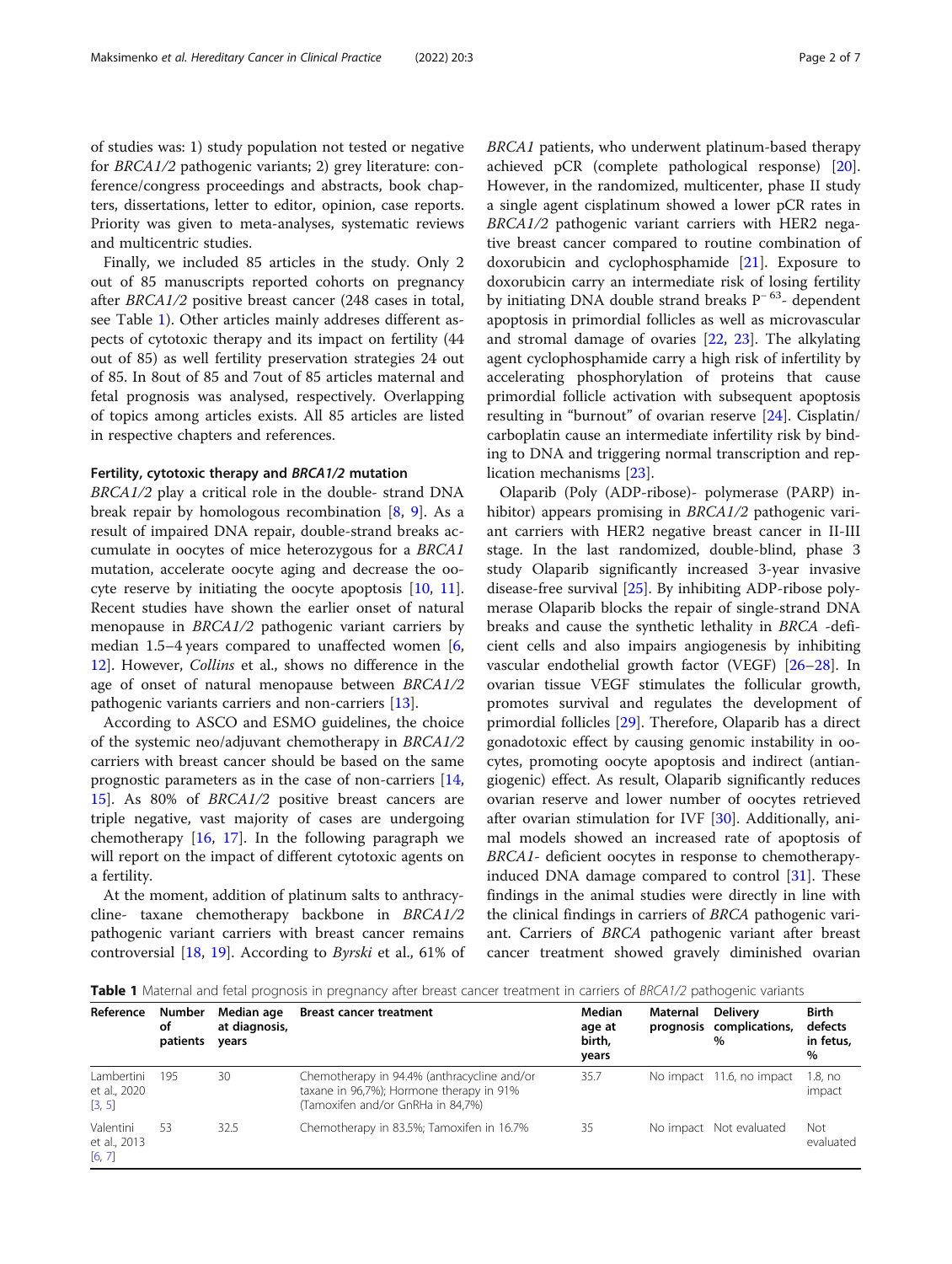of studies was: 1) study population not tested or negative for *BRCA1/2* pathogenic variants; 2) grey literature: conference/congress proceedings and abstracts, book chapters, dissertations, letter to editor, opinion, case reports. Priority was given to meta-analyses, systematic reviews and multicentric studies.

Finally, we included 85 articles in the study. Only 2 out of 85 manuscripts reported cohorts on pregnancy after *BRCA1/2* positive breast cancer (248 cases in total, see Table 1). Other articles mainly addreses different aspects of cytotoxic therapy and its impact on fertility (44 out of 85) as well fertility preservation strategies 24 out of 85. In 8out of 85 and 7out of 85 articles maternal and fetal prognosis was analysed, respectively. Overlapping of topics among articles exists. All 85 articles are listed in respective chapters and references.

#### Fertility, cytotoxic therapy and *BRCA1/2* mutation

*BRCA1/2* play a critical role in the double- strand DNA break repair by homologous recombination [8, 9]. As a result of impaired DNA repair, double-strand breaks accumulate in oocytes of mice heterozygous for a *BRCA1* mutation, accelerate oocyte aging and decrease the oocyte reserve by initiating the oocyte apoptosis [10, 11]. Recent studies have shown the earlier onset of natural menopause in *BRCA1/2* pathogenic variant carriers by median 1.5–4 years compared to unaffected women [6, 12]. However, *Collins* et al., shows no difference in the age of onset of natural menopause between *BRCA1/2* pathogenic variants carriers and non-carriers [13].

According to ASCO and ESMO guidelines, the choice of the systemic neo/adjuvant chemotherapy in *BRCA1/2* carriers with breast cancer should be based on the same prognostic parameters as in the case of non-carriers [14, 15]. As 80% of *BRCA1/2* positive breast cancers are triple negative, vast majority of cases are undergoing chemotherapy [16, 17]. In the following paragraph we will report on the impact of different cytotoxic agents on a fertility.

At the moment, addition of platinum salts to anthracycline- taxane chemotherapy backbone in *BRCA1/2* pathogenic variant carriers with breast cancer remains controversial [18, 19]. According to *Byrski* et al., 61% of *BRCA1* patients, who underwent platinum-based therapy achieved pCR (complete pathological response) [20]. However, in the randomized, multicenter, phase II study a single agent cisplatinum showed a lower pCR rates in *BRCA1/2* pathogenic variant carriers with HER2 negative breast cancer compared to routine combination of doxorubicin and cyclophosphamide [21]. Exposure to doxorubicin carry an intermediate risk of losing fertility by initiating DNA double strand breaks $P^{-63}$- dependent apoptosis in primordial follicles as well as microvascular and stromal damage of ovaries [22, 23]. The alkylating agent cyclophosphamide carry a high risk of infertility by accelerating phosphorylation of proteins that cause primordial follicle activation with subsequent apoptosis resulting in "burnout" of ovarian reserve [24]. Cisplatin/carboplatin cause an intermediate infertility risk by binding to DNA and triggering normal transcription and replication mechanisms [23].

Olaparib (Poly (ADP-ribose)- polymerase (PARP) inhibitor) appears promising in *BRCA1/2* pathogenic variant carriers with HER2 negative breast cancer in II-III stage. In the last randomized, double-blind, phase 3 study Olaparib significantly increased 3-year invasive disease-free survival [25]. By inhibiting ADP-ribose polymerase Olaparib blocks the repair of single-strand DNA breaks and cause the synthetic lethality in *BRCA* -deficient cells and also impairs angiogenesis by inhibiting vascular endothelial growth factor (VEGF) [26–28]. In ovarian tissue VEGF stimulates the follicular growth, promotes survival and regulates the development of primordial follicles [29]. Therefore, Olaparib has a direct gonadotoxic effect by causing genomic instability in oocytes, promoting oocyte apoptosis and indirect (antiangiogenic) effect. As result, Olaparib significantly reduces ovarian reserve and lower number of oocytes retrieved after ovarian stimulation for IVF [30]. Additionally, animal models showed an increased rate of apoptosis of *BRCA1*- deficient oocytes in response to chemotherapy-induced DNA damage compared to control [31]. These findings in the animal studies were directly in line with the clinical findings in carriers of *BRCA* pathogenic variant. Carriers of *BRCA* pathogenic variant after breast cancer treatment showed gravely diminished ovarian

**Table 1** Maternal and fetal prognosis in pregnancy after breast cancer treatment in carriers of *BRCA1/2* pathogenic variants

| Reference | Number of patients | Median age at diagnosis, years | Breast cancer treatment | Median age at birth, years | Maternal prognosis | Delivery complications, % | Birth defects in fetus, % |
|---|---|---|---|---|---|---|---|
| Lambertini et al., 2020 [3, 5] | 195 | 30 | Chemotherapy in 94.4% (anthracycline and/or taxane in 96,7%); Hormone therapy in 91% (Tamoxifen and/or GnRHa in 84,7%) | 35.7 | No impact | 11.6, no impact | 1.8, no impact |
| Valentini et al., 2013 [6, 7] | 53 | 32.5 | Chemotherapy in 83.5%; Tamoxifen in 16.7% | 35 | No impact | Not evaluated | Not evaluated |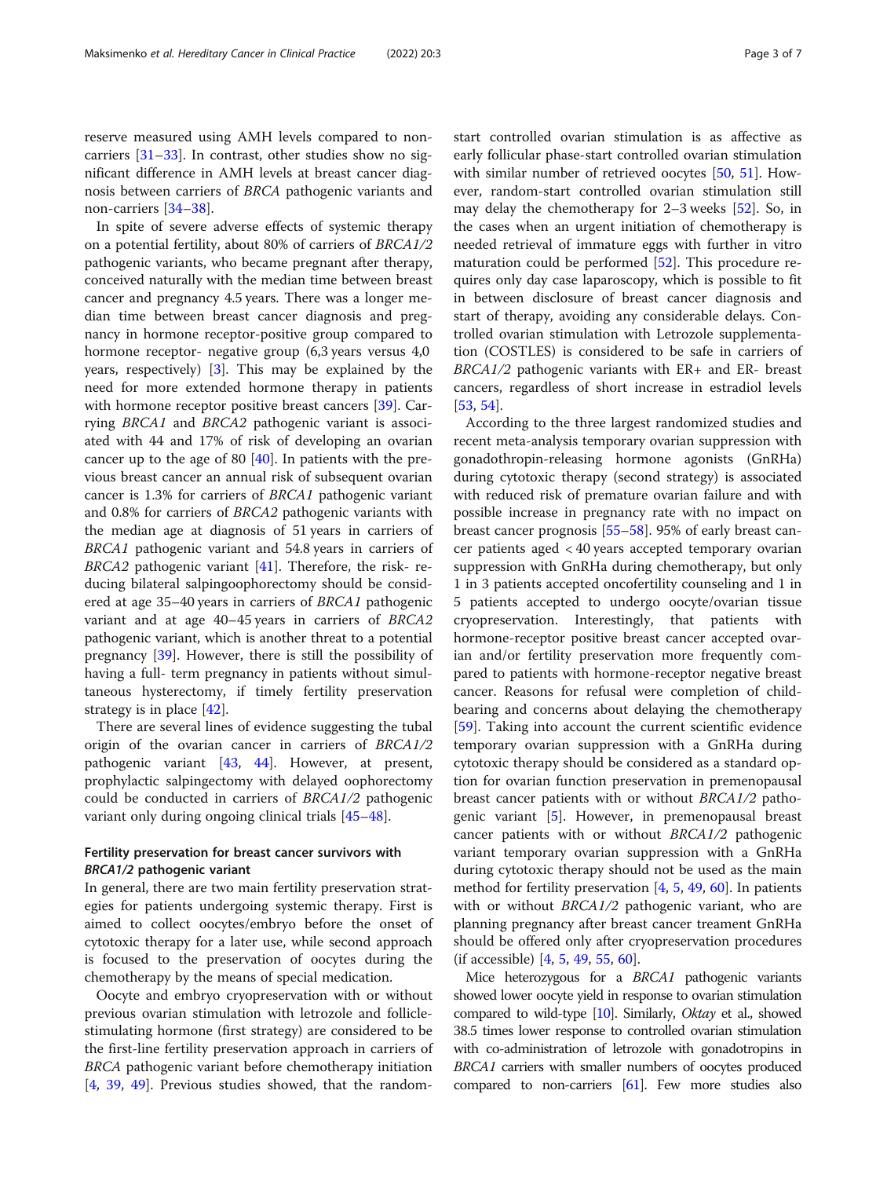reserve measured using AMH levels compared to non-carriers [31–33]. In contrast, other studies show no significant difference in AMH levels at breast cancer diagnosis between carriers of *BRCA* pathogenic variants and non-carriers [34–38].

In spite of severe adverse effects of systemic therapy on a potential fertility, about 80% of carriers of *BRCA1/2* pathogenic variants, who became pregnant after therapy, conceived naturally with the median time between breast cancer and pregnancy 4.5 years. There was a longer median time between breast cancer diagnosis and pregnancy in hormone receptor-positive group compared to hormone receptor- negative group (6,3 years versus 4,0 years, respectively) [3]. This may be explained by the need for more extended hormone therapy in patients with hormone receptor positive breast cancers [39]. Carrying *BRCA1* and *BRCA2* pathogenic variant is associated with 44 and 17% of risk of developing an ovarian cancer up to the age of 80 [40]. In patients with the previous breast cancer an annual risk of subsequent ovarian cancer is 1.3% for carriers of *BRCA1* pathogenic variant and 0.8% for carriers of *BRCA2* pathogenic variants with the median age at diagnosis of 51 years in carriers of *BRCA1* pathogenic variant and 54.8 years in carriers of *BRCA2* pathogenic variant [41]. Therefore, the risk- reducing bilateral salpingoophorectomy should be considered at age 35–40 years in carriers of *BRCA1* pathogenic variant and at age 40–45 years in carriers of *BRCA2* pathogenic variant, which is another threat to a potential pregnancy [39]. However, there is still the possibility of having a full- term pregnancy in patients without simultaneous hysterectomy, if timely fertility preservation strategy is in place [42].

There are several lines of evidence suggesting the tubal origin of the ovarian cancer in carriers of *BRCA1/2* pathogenic variant [43, 44]. However, at present, prophylactic salpingectomy with delayed oophorectomy could be conducted in carriers of *BRCA1/2* pathogenic variant only during ongoing clinical trials [45–48].

### Fertility preservation for breast cancer survivors with *BRCA1/2* pathogenic variant

In general, there are two main fertility preservation strategies for patients undergoing systemic therapy. First is aimed to collect oocytes/embryo before the onset of cytotoxic therapy for a later use, while second approach is focused to the preservation of oocytes during the chemotherapy by the means of special medication.

Oocyte and embryo cryopreservation with or without previous ovarian stimulation with letrozole and follicle-stimulating hormone (first strategy) are considered to be the first-line fertility preservation approach in carriers of *BRCA* pathogenic variant before chemotherapy initiation [4, 39, 49]. Previous studies showed, that the random-start controlled ovarian stimulation is as affective as early follicular phase-start controlled ovarian stimulation with similar number of retrieved oocytes [50, 51]. However, random-start controlled ovarian stimulation still may delay the chemotherapy for 2–3 weeks [52]. So, in the cases when an urgent initiation of chemotherapy is needed retrieval of immature eggs with further in vitro maturation could be performed [52]. This procedure requires only day case laparoscopy, which is possible to fit in between disclosure of breast cancer diagnosis and start of therapy, avoiding any considerable delays. Controlled ovarian stimulation with Letrozole supplementation (COSTLES) is considered to be safe in carriers of *BRCA1/2* pathogenic variants with ER+ and ER- breast cancers, regardless of short increase in estradiol levels [53, 54].

According to the three largest randomized studies and recent meta-analysis temporary ovarian suppression with gonadothropin-releasing hormone agonists (GnRHa) during cytotoxic therapy (second strategy) is associated with reduced risk of premature ovarian failure and with possible increase in pregnancy rate with no impact on breast cancer prognosis [55–58]. 95% of early breast cancer patients aged < 40 years accepted temporary ovarian suppression with GnRHa during chemotherapy, but only 1 in 3 patients accepted oncofertility counseling and 1 in 5 patients accepted to undergo oocyte/ovarian tissue cryopreservation. Interestingly, that patients with hormone-receptor positive breast cancer accepted ovarian and/or fertility preservation more frequently compared to patients with hormone-receptor negative breast cancer. Reasons for refusal were completion of childbearing and concerns about delaying the chemotherapy [59]. Taking into account the current scientific evidence temporary ovarian suppression with a GnRHa during cytotoxic therapy should be considered as a standard option for ovarian function preservation in premenopausal breast cancer patients with or without *BRCA1/2* pathogenic variant [5]. However, in premenopausal breast cancer patients with or without *BRCA1/2* pathogenic variant temporary ovarian suppression with a GnRHa during cytotoxic therapy should not be used as the main method for fertility preservation [4, 5, 49, 60]. In patients with or without *BRCA1/2* pathogenic variant, who are planning pregnancy after breast cancer treament GnRHa should be offered only after cryopreservation procedures (if accessible) [4, 5, 49, 55, 60].

Mice heterozygous for a *BRCA1* pathogenic variants showed lower oocyte yield in response to ovarian stimulation compared to wild-type [10]. Similarly, *Oktay* et al., showed 38.5 times lower response to controlled ovarian stimulation with co-administration of letrozole with gonadotropins in *BRCA1* carriers with smaller numbers of oocytes produced compared to non-carriers [61]. Few more studies also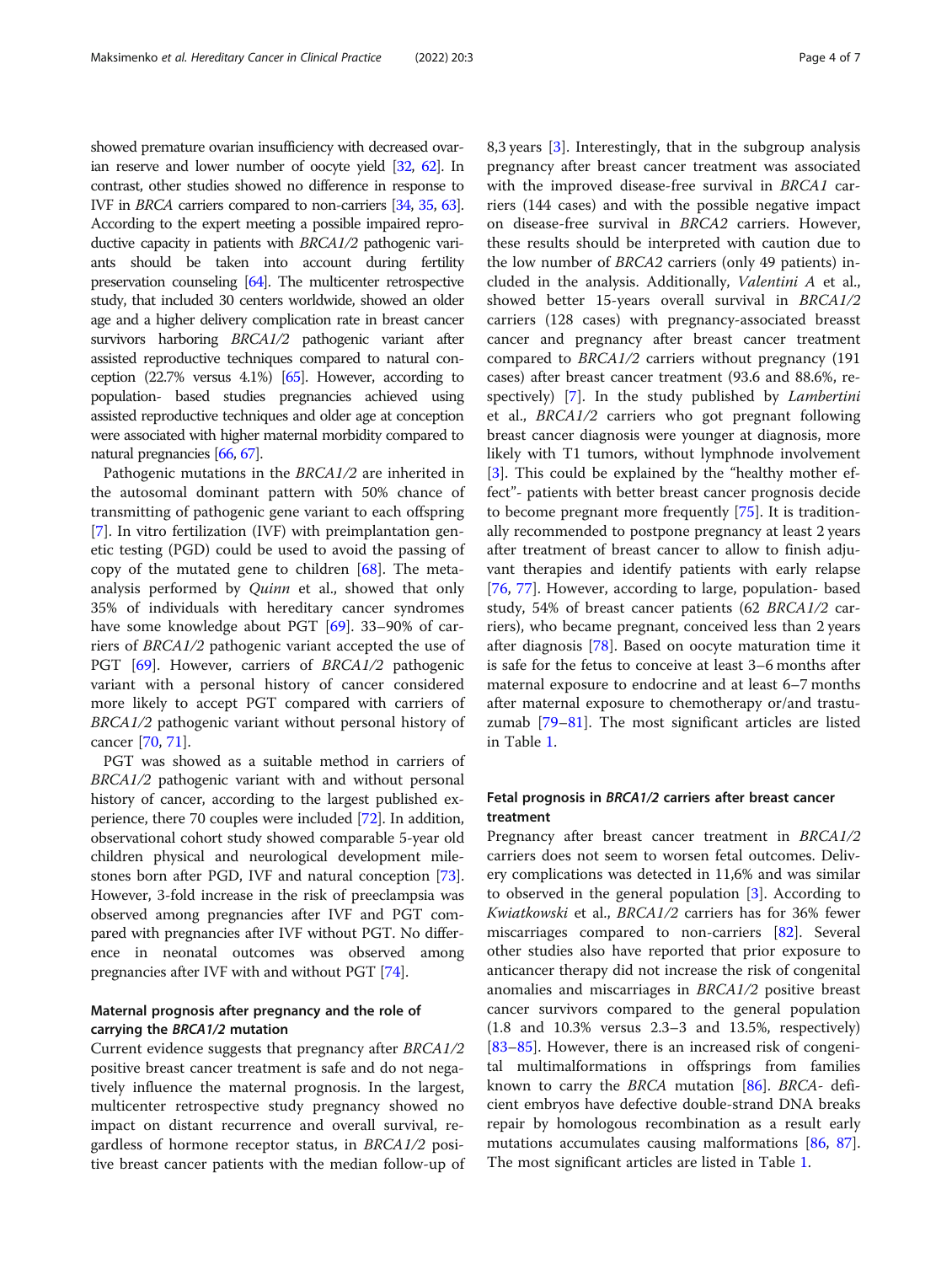showed premature ovarian insufficiency with decreased ovarian reserve and lower number of oocyte yield [32, 62]. In contrast, other studies showed no difference in response to IVF in *BRCA* carriers compared to non-carriers [34, 35, 63]. According to the expert meeting a possible impaired reproductive capacity in patients with *BRCA1/2* pathogenic variants should be taken into account during fertility preservation counseling [64]. The multicenter retrospective study, that included 30 centers worldwide, showed an older age and a higher delivery complication rate in breast cancer survivors harboring *BRCA1/2* pathogenic variant after assisted reproductive techniques compared to natural conception (22.7% versus 4.1%) [65]. However, according to population- based studies pregnancies achieved using assisted reproductive techniques and older age at conception were associated with higher maternal morbidity compared to natural pregnancies [66, 67].

Pathogenic mutations in the *BRCA1/2* are inherited in the autosomal dominant pattern with 50% chance of transmitting of pathogenic gene variant to each offspring [7]. In vitro fertilization (IVF) with preimplantation genetic testing (PGD) could be used to avoid the passing of copy of the mutated gene to children [68]. The meta-analysis performed by *Quinn* et al., showed that only 35% of individuals with hereditary cancer syndromes have some knowledge about PGT [69]. 33–90% of carriers of *BRCA1/2* pathogenic variant accepted the use of PGT [69]. However, carriers of *BRCA1/2* pathogenic variant with a personal history of cancer considered more likely to accept PGT compared with carriers of *BRCA1/2* pathogenic variant without personal history of cancer [70, 71].

PGT was showed as a suitable method in carriers of *BRCA1/2* pathogenic variant with and without personal history of cancer, according to the largest published experience, there 70 couples were included [72]. In addition, observational cohort study showed comparable 5-year old children physical and neurological development milestones born after PGD, IVF and natural conception [73]. However, 3-fold increase in the risk of preeclampsia was observed among pregnancies after IVF and PGT compared with pregnancies after IVF without PGT. No difference in neonatal outcomes was observed among pregnancies after IVF with and without PGT [74].

### Maternal prognosis after pregnancy and the role of carrying the *BRCA1/2* mutation

Current evidence suggests that pregnancy after *BRCA1/2* positive breast cancer treatment is safe and do not negatively influence the maternal prognosis. In the largest, multicenter retrospective study pregnancy showed no impact on distant recurrence and overall survival, regardless of hormone receptor status, in *BRCA1/2* positive breast cancer patients with the median follow-up of 8,3 years [3]. Interestingly, that in the subgroup analysis pregnancy after breast cancer treatment was associated with the improved disease-free survival in *BRCA1* carriers (144 cases) and with the possible negative impact on disease-free survival in *BRCA2* carriers. However, these results should be interpreted with caution due to the low number of *BRCA2* carriers (only 49 patients) included in the analysis. Additionally, *Valentini A* et al., showed better 15-years overall survival in *BRCA1/2* carriers (128 cases) with pregnancy-associated breasst cancer and pregnancy after breast cancer treatment compared to *BRCA1/2* carriers without pregnancy (191 cases) after breast cancer treatment (93.6 and 88.6%, respectively) [7]. In the study published by *Lambertini* et al., *BRCA1/2* carriers who got pregnant following breast cancer diagnosis were younger at diagnosis, more likely with T1 tumors, without lymphnode involvement [3]. This could be explained by the "healthy mother effect"- patients with better breast cancer prognosis decide to become pregnant more frequently [75]. It is traditionally recommended to postpone pregnancy at least 2 years after treatment of breast cancer to allow to finish adjuvant therapies and identify patients with early relapse [76, 77]. However, according to large, population- based study, 54% of breast cancer patients (62 *BRCA1/2* carriers), who became pregnant, conceived less than 2 years after diagnosis [78]. Based on oocyte maturation time it is safe for the fetus to conceive at least 3–6 months after maternal exposure to endocrine and at least 6–7 months after maternal exposure to chemotherapy or/and trastuzumab [79–81]. The most significant articles are listed in Table 1.

### Fetal prognosis in *BRCA1/2* carriers after breast cancer treatment

Pregnancy after breast cancer treatment in *BRCA1/2* carriers does not seem to worsen fetal outcomes. Delivery complications was detected in 11,6% and was similar to observed in the general population [3]. According to *Kwiatkowski* et al., *BRCA1/2* carriers has for 36% fewer miscarriages compared to non-carriers [82]. Several other studies also have reported that prior exposure to anticancer therapy did not increase the risk of congenital anomalies and miscarriages in *BRCA1/2* positive breast cancer survivors compared to the general population (1.8 and 10.3% versus 2.3–3 and 13.5%, respectively) [83–85]. However, there is an increased risk of congenital multimalformations in offsprings from families known to carry the *BRCA* mutation [86]. *BRCA*- deficient embryos have defective double-strand DNA breaks repair by homologous recombination as a result early mutations accumulates causing malformations [86, 87]. The most significant articles are listed in Table 1.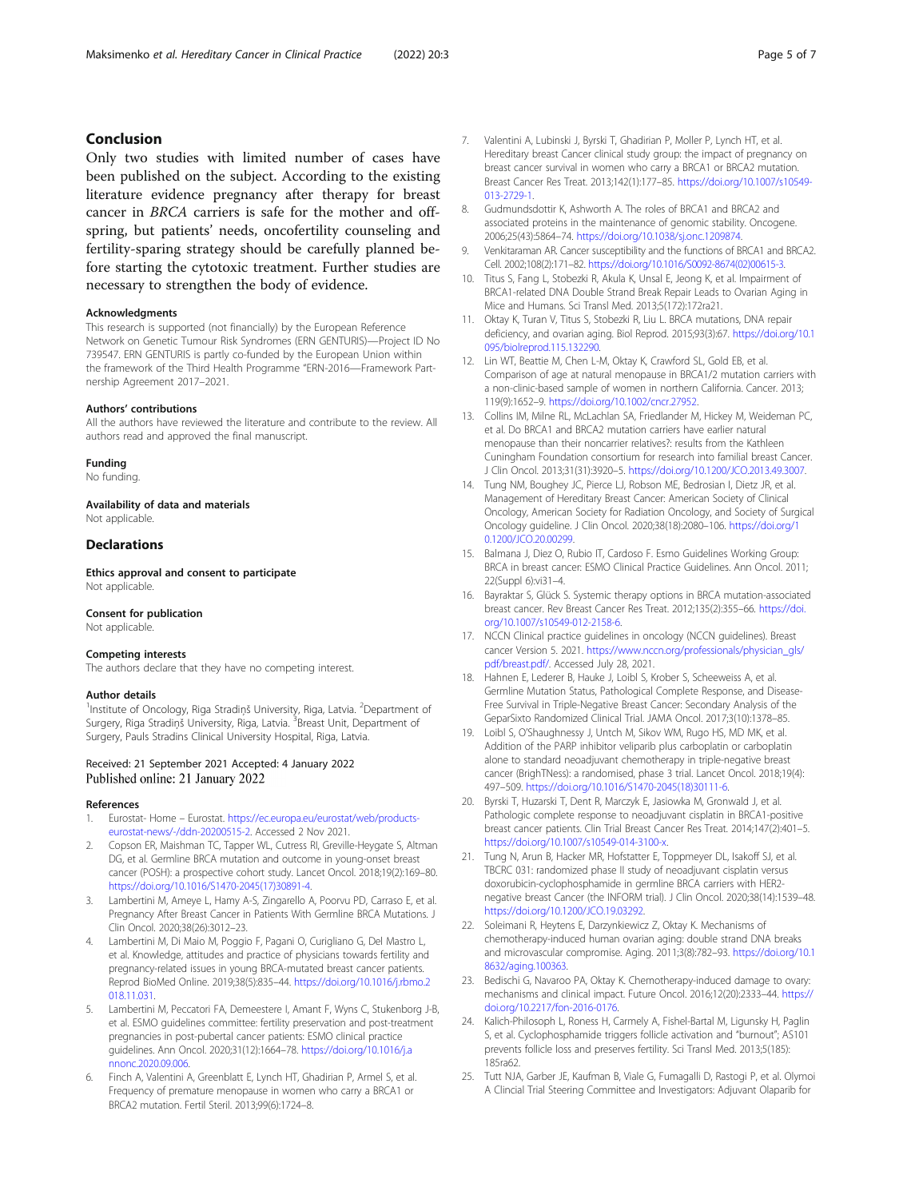## Conclusion

Only two studies with limited number of cases have been published on the subject. According to the existing literature evidence pregnancy after therapy for breast cancer in *BRCA* carriers is safe for the mother and offspring, but patients' needs, oncofertility counseling and fertility-sparing strategy should be carefully planned before starting the cytotoxic treatment. Further studies are necessary to strengthen the body of evidence.

#### Acknowledgments

This research is supported (not financially) by the European Reference Network on Genetic Tumour Risk Syndromes (ERN GENTURIS)—Project ID No 739547. ERN GENTURIS is partly co-funded by the European Union within the framework of the Third Health Programme "ERN-2016—Framework Partnership Agreement 2017–2021.

#### Authors' contributions

All the authors have reviewed the literature and contribute to the review. All authors read and approved the final manuscript.

#### Funding

No funding.

#### Availability of data and materials

Not applicable.

## Declarations

#### Ethics approval and consent to participate

Not applicable.

#### Consent for publication

Not applicable.

#### Competing interests

The authors declare that they have no competing interest.

#### Author details

[1]Institute of Oncology, Riga Stradiņš University, Riga, Latvia. [2]Department of Surgery, Riga Stradiņš University, Riga, Latvia. [3]Breast Unit, Department of Surgery, Pauls Stradins Clinical University Hospital, Riga, Latvia.

Received: 21 September 2021 Accepted: 4 January 2022
Published online: 21 January 2022

#### References

1. Eurostat- Home – Eurostat. https://ec.europa.eu/eurostat/web/products-eurostat-news/-/ddn-20200515-2. Accessed 2 Nov 2021.
2. Copson ER, Maishman TC, Tapper WL, Cutress RI, Greville-Heygate S, Altman DG, et al. Germline BRCA mutation and outcome in young-onset breast cancer (POSH): a prospective cohort study. Lancet Oncol. 2018;19(2):169–80. https://doi.org/10.1016/S1470-2045(17)30891-4.
3. Lambertini M, Ameye L, Hamy A-S, Zingarello A, Poorvu PD, Carraso E, et al. Pregnancy After Breast Cancer in Patients With Germline BRCA Mutations. J Clin Oncol. 2020;38(26):3012–23.
4. Lambertini M, Di Maio M, Poggio F, Pagani O, Curigliano G, Del Mastro L, et al. Knowledge, attitudes and practice of physicians towards fertility and pregnancy-related issues in young BRCA-mutated breast cancer patients. Reprod BioMed Online. 2019;38(5):835–44. https://doi.org/10.1016/j.rbmo.2018.11.031.
5. Lambertini M, Peccatori FA, Demeestere I, Amant F, Wyns C, Stukenborg J-B, et al. ESMO guidelines committee: fertility preservation and post-treatment pregnancies in post-pubertal cancer patients: ESMO clinical practice guidelines. Ann Oncol. 2020;31(12):1664–78. https://doi.org/10.1016/j.annonc.2020.09.006.
6. Finch A, Valentini A, Greenblatt E, Lynch HT, Ghadirian P, Armel S, et al. Frequency of premature menopause in women who carry a BRCA1 or BRCA2 mutation. Fertil Steril. 2013;99(6):1724–8.
7. Valentini A, Lubinski J, Byrski T, Ghadirian P, Moller P, Lynch HT, et al. Hereditary breast Cancer clinical study group: the impact of pregnancy on breast cancer survival in women who carry a BRCA1 or BRCA2 mutation. Breast Cancer Res Treat. 2013;142(1):177–85. https://doi.org/10.1007/s10549-013-2729-1.
8. Gudmundsdottir K, Ashworth A. The roles of BRCA1 and BRCA2 and associated proteins in the maintenance of genomic stability. Oncogene. 2006;25(43):5864–74. https://doi.org/10.1038/sj.onc.1209874.
9. Venkitaraman AR. Cancer susceptibility and the functions of BRCA1 and BRCA2. Cell. 2002;108(2):171–82. https://doi.org/10.1016/S0092-8674(02)00615-3.
10. Titus S, Fang L, Stobezki R, Akula K, Unsal E, Jeong K, et al. Impairment of BRCA1-related DNA Double Strand Break Repair Leads to Ovarian Aging in Mice and Humans. Sci Transl Med. 2013;5(172):172ra21.
11. Oktay K, Turan V, Titus S, Stobezki R, Liu L. BRCA mutations, DNA repair deficiency, and ovarian aging. Biol Reprod. 2015;93(3):67. https://doi.org/10.1095/biolreprod.115.132290.
12. Lin WT, Beattie M, Chen L-M, Oktay K, Crawford SL, Gold EB, et al. Comparison of age at natural menopause in BRCA1/2 mutation carriers with a non-clinic-based sample of women in northern California. Cancer. 2013;119(9):1652–9. https://doi.org/10.1002/cncr.27952.
13. Collins IM, Milne RL, McLachlan SA, Friedlander M, Hickey M, Weideman PC, et al. Do BRCA1 and BRCA2 mutation carriers have earlier natural menopause than their noncarrier relatives?: results from the Kathleen Cuningham Foundation consortium for research into familial breast Cancer. J Clin Oncol. 2013;31(31):3920–5. https://doi.org/10.1200/JCO.2013.49.3007.
14. Tung NM, Boughey JC, Pierce LJ, Robson ME, Bedrosian I, Dietz JR, et al. Management of Hereditary Breast Cancer: American Society of Clinical Oncology, American Society for Radiation Oncology, and Society of Surgical Oncology guideline. J Clin Oncol. 2020;38(18):2080–106. https://doi.org/10.1200/JCO.20.00299.
15. Balmana J, Diez O, Rubio IT, Cardoso F. Esmo Guidelines Working Group: BRCA in breast cancer: ESMO Clinical Practice Guidelines. Ann Oncol. 2011;22(Suppl 6):vi31–4.
16. Bayraktar S, Glück S. Systemic therapy options in BRCA mutation-associated breast cancer. Rev Breast Cancer Res Treat. 2012;135(2):355–66. https://doi.org/10.1007/s10549-012-2158-6.
17. NCCN Clinical practice guidelines in oncology (NCCN guidelines). Breast cancer Version 5. 2021. https://www.nccn.org/professionals/physician_gls/pdf/breast.pdf/. Accessed July 28, 2021.
18. Hahnen E, Lederer B, Hauke J, Loibl S, Krober S, Scheeweiss A, et al. Germline Mutation Status, Pathological Complete Response, and Disease-Free Survival in Triple-Negative Breast Cancer: Secondary Analysis of the GeparSixto Randomized Clinical Trial. JAMA Oncol. 2017;3(10):1378–85.
19. Loibl S, O'Shaughnessy J, Untch M, Sikov WM, Rugo HS, MD MK, et al. Addition of the PARP inhibitor veliparib plus carboplatin or carboplatin alone to standard neoadjuvant chemotherapy in triple-negative breast cancer (BrighTNess): a randomised, phase 3 trial. Lancet Oncol. 2018;19(4):497–509. https://doi.org/10.1016/S1470-2045(18)30111-6.
20. Byrski T, Huzarski T, Dent R, Marczyk E, Jasiowka M, Gronwald J, et al. Pathologic complete response to neoadjuvant cisplatin in BRCA1-positive breast cancer patients. Clin Trial Breast Cancer Res Treat. 2014;147(2):401–5. https://doi.org/10.1007/s10549-014-3100-x.
21. Tung N, Arun B, Hacker MR, Hofstatter E, Toppmeyer DL, Isakoff SJ, et al. TBCRC 031: randomized phase II study of neoadjuvant cisplatin versus doxorubicin-cyclophosphamide in germline BRCA carriers with HER2-negative breast Cancer (the INFORM trial). J Clin Oncol. 2020;38(14):1539–48. https://doi.org/10.1200/JCO.19.03292.
22. Soleimani R, Heytens E, Darzynkiewicz Z, Oktay K. Mechanisms of chemotherapy-induced human ovarian aging: double strand DNA breaks and microvascular compromise. Aging. 2011;3(8):782–93. https://doi.org/10.18632/aging.100363.
23. Bedischi G, Navaroo PA, Oktay K. Chemotherapy-induced damage to ovary: mechanisms and clinical impact. Future Oncol. 2016;12(20):2333–44. https://doi.org/10.2217/fon-2016-0176.
24. Kalich-Philosoph L, Roness H, Carmely A, Fishel-Bartal M, Ligunsky H, Paglin S, et al. Cyclophosphamide triggers follicle activation and "burnout"; AS101 prevents follicle loss and preserves fertility. Sci Transl Med. 2013;5(185):185ra62.
25. Tutt NJA, Garber JE, Kaufman B, Viale G, Fumagalli D, Rastogi P, et al. Olymoi A Clincial Trial Steering Committee and Investigators: Adjuvant Olaparib for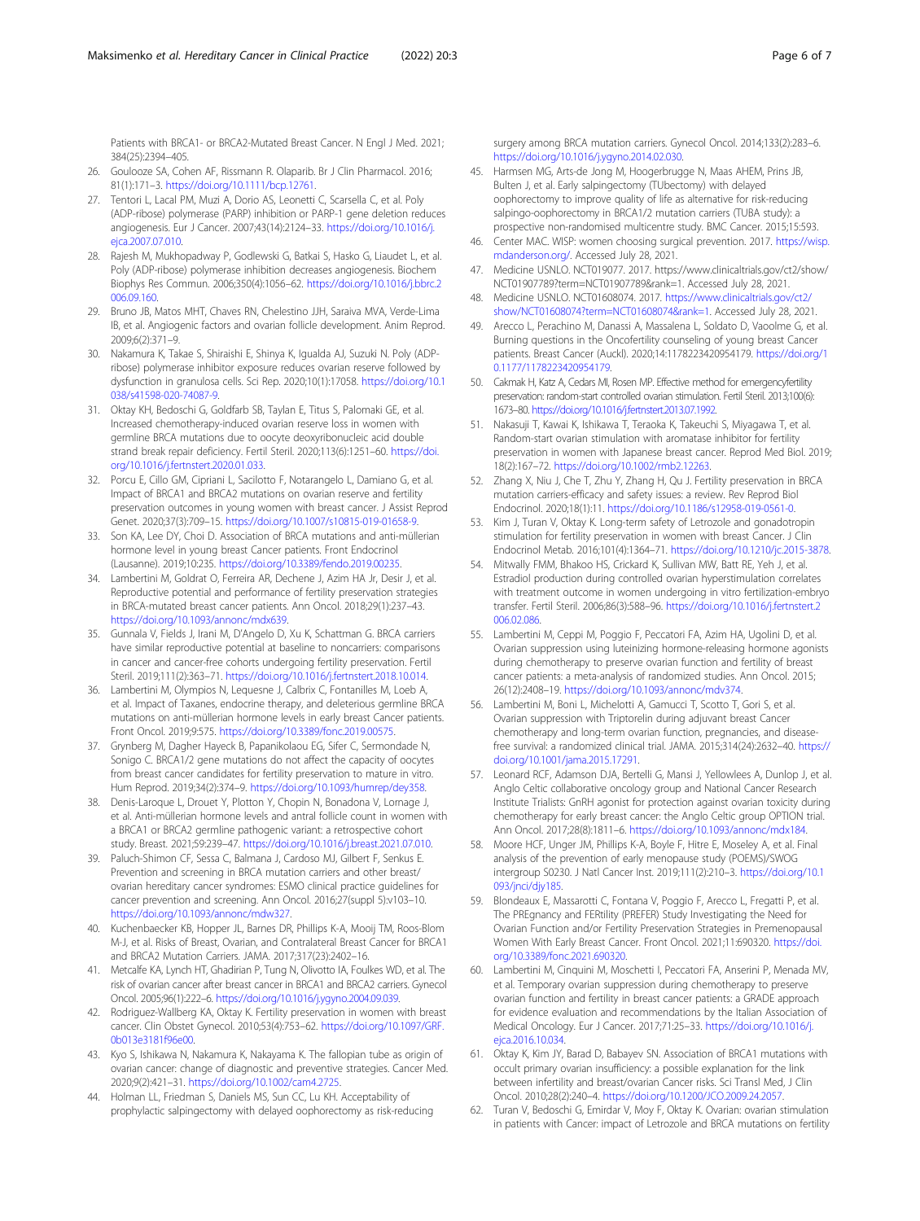Patients with BRCA1- or BRCA2-Mutated Breast Cancer. N Engl J Med. 2021; 384(25):2394–405.

26. Goulooze SA, Cohen AF, Rissmann R. Olaparib. Br J Clin Pharmacol. 2016; 81(1):171–3. https://doi.org/10.1111/bcp.12761.
27. Tentori L, Lacal PM, Muzi A, Dorio AS, Leonetti C, Scarsella C, et al. Poly (ADP-ribose) polymerase (PARP) inhibition or PARP-1 gene deletion reduces angiogenesis. Eur J Cancer. 2007;43(14):2124–33. https://doi.org/10.1016/j.ejca.2007.07.010.
28. Rajesh M, Mukhopadway P, Godlewski G, Batkai S, Hasko G, Liaudet L, et al. Poly (ADP-ribose) polymerase inhibition decreases angiogenesis. Biochem Biophys Res Commun. 2006;350(4):1056–62. https://doi.org/10.1016/j.bbrc.2006.09.160.
29. Bruno JB, Matos MHT, Chaves RN, Chelestino JJH, Saraiva MVA, Verde-Lima IB, et al. Angiogenic factors and ovarian follicle development. Anim Reprod. 2009;6(2):371–9.
30. Nakamura K, Takae S, Shiraishi E, Shinya K, Igualda AJ, Suzuki N. Poly (ADP-ribose) polymerase inhibitor exposure reduces ovarian reserve followed by dysfunction in granulosa cells. Sci Rep. 2020;10(1):17058. https://doi.org/10.1038/s41598-020-74087-9.
31. Oktay KH, Bedoschi G, Goldfarb SB, Taylan E, Titus S, Palomaki GE, et al. Increased chemotherapy-induced ovarian reserve loss in women with germline BRCA mutations due to oocyte deoxyribonucleic acid double strand break repair deficiency. Fertil Steril. 2020;113(6):1251–60. https://doi.org/10.1016/j.fertnstert.2020.01.033.
32. Porcu E, Cillo GM, Cipriani L, Sacilotto F, Notarangelo L, Damiano G, et al. Impact of BRCA1 and BRCA2 mutations on ovarian reserve and fertility preservation outcomes in young women with breast cancer. J Assist Reprod Genet. 2020;37(3):709–15. https://doi.org/10.1007/s10815-019-01658-9.
33. Son KA, Lee DY, Choi D. Association of BRCA mutations and anti-müllerian hormone level in young breast Cancer patients. Front Endocrinol (Lausanne). 2019;10:235. https://doi.org/10.3389/fendo.2019.00235.
34. Lambertini M, Goldrat O, Ferreira AR, Dechene J, Azim HA Jr, Desir J, et al. Reproductive potential and performance of fertility preservation strategies in BRCA-mutated breast cancer patients. Ann Oncol. 2018;29(1):237–43. https://doi.org/10.1093/annonc/mdx639.
35. Gunnala V, Fields J, Irani M, D'Angelo D, Xu K, Schattman G. BRCA carriers have similar reproductive potential at baseline to noncarriers: comparisons in cancer and cancer-free cohorts undergoing fertility preservation. Fertil Steril. 2019;111(2):363–71. https://doi.org/10.1016/j.fertnstert.2018.10.014.
36. Lambertini M, Olympios N, Lequesne J, Calbrix C, Fontanilles M, Loeb A, et al. Impact of Taxanes, endocrine therapy, and deleterious germline BRCA mutations on anti-müllerian hormone levels in early breast Cancer patients. Front Oncol. 2019;9:575. https://doi.org/10.3389/fonc.2019.00575.
37. Grynberg M, Dagher Hayeck B, Papanikolaou EG, Sifer C, Sermondade N, Sonigo C. BRCA1/2 gene mutations do not affect the capacity of oocytes from breast cancer candidates for fertility preservation to mature in vitro. Hum Reprod. 2019;34(2):374–9. https://doi.org/10.1093/humrep/dey358.
38. Denis-Laroque L, Drouet Y, Plotton Y, Chopin N, Bonadona V, Lornage J, et al. Anti-müllerian hormone levels and antral follicle count in women with a BRCA1 or BRCA2 germline pathogenic variant: a retrospective cohort study. Breast. 2021;59:239–47. https://doi.org/10.1016/j.breast.2021.07.010.
39. Paluch-Shimon CF, Sessa C, Balmana J, Cardoso MJ, Gilbert F, Senkus E. Prevention and screening in BRCA mutation carriers and other breast/ovarian hereditary cancer syndromes: ESMO clinical practice guidelines for cancer prevention and screening. Ann Oncol. 2016;27(suppl 5):v103–10. https://doi.org/10.1093/annonc/mdw327.
40. Kuchenbaecker KB, Hopper JL, Barnes DR, Phillips K-A, Mooij TM, Roos-Blom M-J, et al. Risks of Breast, Ovarian, and Contralateral Breast Cancer for BRCA1 and BRCA2 Mutation Carriers. JAMA. 2017;317(23):2402–16.
41. Metcalfe KA, Lynch HT, Ghadirian P, Tung N, Olivotto IA, Foulkes WD, et al. The risk of ovarian cancer after breast cancer in BRCA1 and BRCA2 carriers. Gynecol Oncol. 2005;96(1):222–6. https://doi.org/10.1016/j.ygyno.2004.09.039.
42. Rodriguez-Wallberg KA, Oktay K. Fertility preservation in women with breast cancer. Clin Obstet Gynecol. 2010;53(4):753–62. https://doi.org/10.1097/GRF.0b013e3181f96e00.
43. Kyo S, Ishikawa N, Nakamura K, Nakayama K. The fallopian tube as origin of ovarian cancer: change of diagnostic and preventive strategies. Cancer Med. 2020;9(2):421–31. https://doi.org/10.1002/cam4.2725.
44. Holman LL, Friedman S, Daniels MS, Sun CC, Lu KH. Acceptability of prophylactic salpingectomy with delayed oophorectomy as risk-reducing surgery among BRCA mutation carriers. Gynecol Oncol. 2014;133(2):283–6. https://doi.org/10.1016/j.ygyno.2014.02.030.
45. Harmsen MG, Arts-de Jong M, Hoogerbrugge N, Maas AHEM, Prins JB, Bulten J, et al. Early salpingectomy (TUbectomy) with delayed oophorectomy to improve quality of life as alternative for risk-reducing salpingo-oophorectomy in BRCA1/2 mutation carriers (TUBA study): a prospective non-randomised multicentre study. BMC Cancer. 2015;15:593.
46. Center MAC. WISP: women choosing surgical prevention. 2017. https://wisp.mdanderson.org/. Accessed July 28, 2021.
47. Medicine USNLO. NCT019077. 2017. https://www.clinicaltrials.gov/ct2/show/NCT01907789?term=NCT01907789&rank=1. Accessed July 28, 2021.
48. Medicine USNLO. NCT01608074. 2017. https://www.clinicaltrials.gov/ct2/show/NCT01608074?term=NCT01608074&rank=1. Accessed July 28, 2021.
49. Arecco L, Perachino M, Danassi A, Massalena L, Soldato D, Vaoolme G, et al. Burning questions in the Oncofertility counseling of young breast Cancer patients. Breast Cancer (Auckl). 2020;14:1178223420954179. https://doi.org/10.1177/1178223420954179.
50. Cakmak H, Katz A, Cedars MI, Rosen MP. Effective method for emergencyfertility preservation: random-start controlled ovarian stimulation. Fertil Steril. 2013;100(6):1673–80. https://doi.org/10.1016/j.fertnstert.2013.07.1992.
51. Nakasuji T, Kawai K, Ishikawa T, Teraoka K, Takeuchi S, Miyagawa T, et al. Random-start ovarian stimulation with aromatase inhibitor for fertility preservation in women with Japanese breast cancer. Reprod Med Biol. 2019;18(2):167–72. https://doi.org/10.1002/rmb2.12263.
52. Zhang X, Niu J, Che T, Zhu Y, Zhang H, Qu J. Fertility preservation in BRCA mutation carriers-efficacy and safety issues: a review. Rev Reprod Biol Endocrinol. 2020;18(1):11. https://doi.org/10.1186/s12958-019-0561-0.
53. Kim J, Turan V, Oktay K. Long-term safety of Letrozole and gonadotropin stimulation for fertility preservation in women with breast Cancer. J Clin Endocrinol Metab. 2016;101(4):1364–71. https://doi.org/10.1210/jc.2015-3878.
54. Mitwally FMM, Bhakoo HS, Crickard K, Sullivan MW, Batt RE, Yeh J, et al. Estradiol production during controlled ovarian hyperstimulation correlates with treatment outcome in women undergoing in vitro fertilization-embryo transfer. Fertil Steril. 2006;86(3):588–96. https://doi.org/10.1016/j.fertnstert.2006.02.086.
55. Lambertini M, Ceppi M, Poggio F, Peccatori FA, Azim HA, Ugolini D, et al. Ovarian suppression using luteinizing hormone-releasing hormone agonists during chemotherapy to preserve ovarian function and fertility of breast cancer patients: a meta-analysis of randomized studies. Ann Oncol. 2015; 26(12):2408–19. https://doi.org/10.1093/annonc/mdv374.
56. Lambertini M, Boni L, Michelotti A, Gamucci T, Scotto T, Gori S, et al. Ovarian suppression with Triptorelin during adjuvant breast Cancer chemotherapy and long-term ovarian function, pregnancies, and disease-free survival: a randomized clinical trial. JAMA. 2015;314(24):2632–40. https://doi.org/10.1001/jama.2015.17291.
57. Leonard RCF, Adamson DJA, Bertelli G, Mansi J, Yellowlees A, Dunlop J, et al. Anglo Celtic collaborative oncology group and National Cancer Research Institute Trialists: GnRH agonist for protection against ovarian toxicity during chemotherapy for early breast cancer: the Anglo Celtic group OPTION trial. Ann Oncol. 2017;28(8):1811–6. https://doi.org/10.1093/annonc/mdx184.
58. Moore HCF, Unger JM, Phillips K-A, Boyle F, Hitre E, Moseley A, et al. Final analysis of the prevention of early menopause study (POEMS)/SWOG intergroup S0230. J Natl Cancer Inst. 2019;111(2):210–3. https://doi.org/10.1093/jnci/djy185.
59. Blondeaux E, Massarotti C, Fontana V, Poggio F, Arecco L, Fregatti P, et al. The PREgnancy and FERtility (PREFER) Study Investigating the Need for Ovarian Function and/or Fertility Preservation Strategies in Premenopausal Women With Early Breast Cancer. Front Oncol. 2021;11:690320. https://doi.org/10.3389/fonc.2021.690320.
60. Lambertini M, Cinquini M, Moschetti I, Peccatori FA, Anserini P, Menada MV, et al. Temporary ovarian suppression during chemotherapy to preserve ovarian function and fertility in breast cancer patients: a GRADE approach for evidence evaluation and recommendations by the Italian Association of Medical Oncology. Eur J Cancer. 2017;71:25–33. https://doi.org/10.1016/j.ejca.2016.10.034.
61. Oktay K, Kim JY, Barad D, Babayev SN. Association of BRCA1 mutations with occult primary ovarian insufficiency: a possible explanation for the link between infertility and breast/ovarian Cancer risks. Sci Transl Med, J Clin Oncol. 2010;28(2):240–4. https://doi.org/10.1200/JCO.2009.24.2057.
62. Turan V, Bedoschi G, Emirdar V, Moy F, Oktay K. Ovarian: ovarian stimulation in patients with Cancer: impact of Letrozole and BRCA mutations on fertility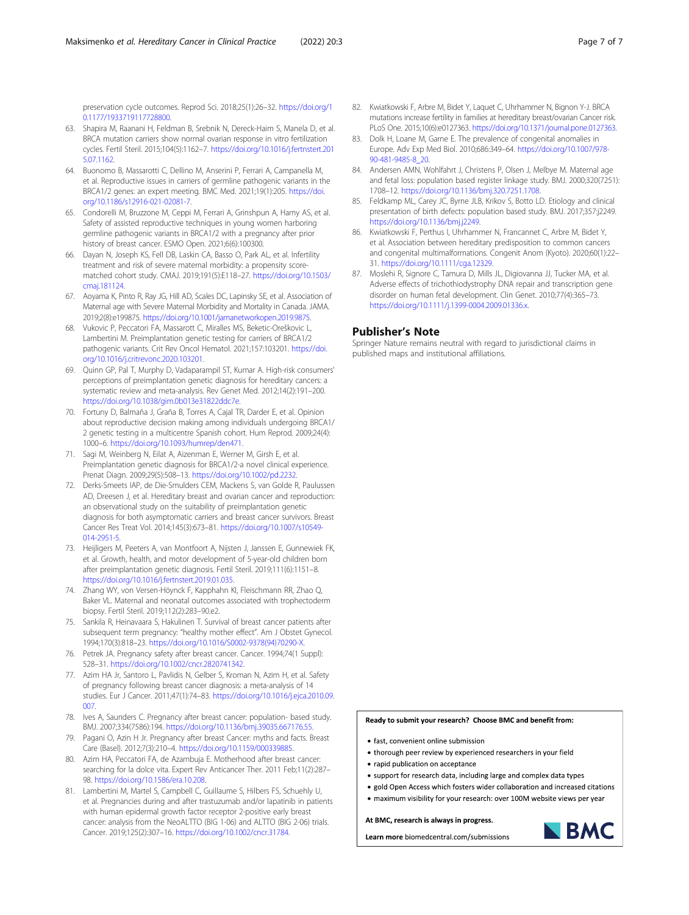preservation cycle outcomes. Reprod Sci. 2018;25(1):26–32. https://doi.org/10.1177/1933719117728800.

63. Shapira M, Raanani H, Feldman B, Srebnik N, Dereck-Haim S, Manela D, et al. BRCA mutation carriers show normal ovarian response in vitro fertilization cycles. Fertil Steril. 2015;104(5):1162–7. https://doi.org/10.1016/j.fertnstert.2015.07.1162.
64. Buonomo B, Massarotti C, Dellino M, Anserini P, Ferrari A, Campanella M, et al. Reproductive issues in carriers of germline pathogenic variants in the BRCA1/2 genes: an expert meeting. BMC Med. 2021;19(1):205. https://doi.org/10.1186/s12916-021-02081-7.
65. Condorelli M, Bruzzone M, Ceppi M, Ferrari A, Grinshpun A, Hamy AS, et al. Safety of assisted reproductive techniques in young women harboring germline pathogenic variants in BRCA1/2 with a pregnancy after prior history of breast cancer. ESMO Open. 2021;6(6):100300.
66. Dayan N, Joseph KS, Fell DB, Laskin CA, Basso O, Park AL, et al. Infertility treatment and risk of severe maternal morbidity: a propensity score-matched cohort study. CMAJ. 2019;191(5):E118–27. https://doi.org/10.1503/cmaj.181124.
67. Aoyama K, Pinto R, Ray JG, Hill AD, Scales DC, Lapinsky SE, et al. Association of Maternal age with Severe Maternal Morbidity and Mortality in Canada. JAMA. 2019;2(8):e199875. https://doi.org/10.1001/jamanetworkopen.2019.9875.
68. Vukovic P, Peccatori FA, Massarott C, Miralles MS, Beketic-Oreškovic L, Lambertini M. Preimplantation genetic testing for carriers of BRCA1/2 pathogenic variants. Crit Rev Oncol Hematol. 2021;157:103201. https://doi.org/10.1016/j.critrevonc.2020.103201.
69. Quinn GP, Pal T, Murphy D, Vadaparampil ST, Kumar A. High-risk consumers' perceptions of preimplantation genetic diagnosis for hereditary cancers: a systematic review and meta-analysis. Rev Genet Med. 2012;14(2):191–200. https://doi.org/10.1038/gim.0b013e31822ddc7e.
70. Fortuny D, Balmaña J, Graña B, Torres A, Cajal TR, Darder E, et al. Opinion about reproductive decision making among individuals undergoing BRCA1/2 genetic testing in a multicentre Spanish cohort. Hum Reprod. 2009;24(4):1000–6. https://doi.org/10.1093/humrep/den471.
71. Sagi M, Weinberg N, Eilat A, Aizenman E, Werner M, Girsh E, et al. Preimplantation genetic diagnosis for BRCA1/2-a novel clinical experience. Prenat Diagn. 2009;29(5):508–13. https://doi.org/10.1002/pd.2232.
72. Derks-Smeets IAP, de Die-Smulders CEM, Mackens S, van Golde R, Paulussen AD, Dreesen J, et al. Hereditary breast and ovarian cancer and reproduction: an observational study on the suitability of preimplantation genetic diagnosis for both asymptomatic carriers and breast cancer survivors. Breast Cancer Res Treat Vol. 2014;145(3):673–81. https://doi.org/10.1007/s10549-014-2951-5.
73. Heijligers M, Peeters A, van Montfoort A, Nijsten J, Janssen E, Gunnewiek FK, et al. Growth, health, and motor development of 5-year-old children born after preimplantation genetic diagnosis. Fertil Steril. 2019;111(6):1151–8. https://doi.org/10.1016/j.fertnstert.2019.01.035.
74. Zhang WY, von Versen-Höynck F, Kapphahn KI, Fleischmann RR, Zhao Q, Baker VL. Maternal and neonatal outcomes associated with trophectoderm biopsy. Fertil Steril. 2019;112(2):283–90.e2.
75. Sankila R, Heinavaara S, Hakulinen T. Survival of breast cancer patients after subsequent term pregnancy: "healthy mother effect". Am J Obstet Gynecol. 1994;170(3):818–23. https://doi.org/10.1016/S0002-9378(94)70290-X.
76. Petrek JA. Pregnancy safety after breast cancer. Cancer. 1994;74(1 Suppl):528–31. https://doi.org/10.1002/cncr.2820741342.
77. Azim HA Jr, Santoro L, Pavlidis N, Gelber S, Kroman N, Azim H, et al. Safety of pregnancy following breast cancer diagnosis: a meta-analysis of 14 studies. Eur J Cancer. 2011;47(1):74–83. https://doi.org/10.1016/j.ejca.2010.09.007.
78. Ives A, Saunders C. Pregnancy after breast cancer: population- based study. BMJ. 2007;334(7586):194. https://doi.org/10.1136/bmj.39035.667176.55.
79. Pagani O, Azin H Jr. Pregnancy after breast Cancer: myths and facts. Breast Care (Basel). 2012;7(3):210–4. https://doi.org/10.1159/000339885.
80. Azim HA, Peccatori FA, de Azambuja E. Motherhood after breast cancer: searching for la dolce vita. Expert Rev Anticancer Ther. 2011 Feb;11(2):287–98. https://doi.org/10.1586/era.10.208.
81. Lambertini M, Martel S, Campbell C, Guillaume S, Hilbers FS, Schuehly U, et al. Pregnancies during and after trastuzumab and/or lapatinib in patients with human epidermal growth factor receptor 2-positive early breast cancer: analysis from the NeoALTTO (BIG 1-06) and ALTTO (BIG 2-06) trials. Cancer. 2019;125(2):307–16. https://doi.org/10.1002/cncr.31784.
82. Kwiatkowski F, Arbre M, Bidet Y, Laquet C, Uhrhammer N, Bignon Y-J. BRCA mutations increase fertility in families at hereditary breast/ovarian Cancer risk. PLoS One. 2015;10(6):e0127363. https://doi.org/10.1371/journal.pone.0127363.
83. Dolk H, Loane M, Garne E. The prevalence of congenital anomalies in Europe. Adv Exp Med Biol. 2010;686:349–64. https://doi.org/10.1007/978-90-481-9485-8_20.
84. Andersen AMN, Wohlfahrt J, Christens P, Olsen J, Melbye M. Maternal age and fetal loss: population based register linkage study. BMJ. 2000;320(7251):1708–12. https://doi.org/10.1136/bmj.320.7251.1708.
85. Feldkamp ML, Carey JC, Byrne JLB, Krikov S, Botto LD. Etiology and clinical presentation of birth defects: population based study. BMJ. 2017;357:j2249. https://doi.org/10.1136/bmj.j2249.
86. Kwiatkowski F, Perthus I, Uhrhammer N, Francannet C, Arbre M, Bidet Y, et al. Association between hereditary predisposition to common cancers and congenital multimalformations. Congenit Anom (Kyoto). 2020;60(1):22–31. https://doi.org/10.1111/cga.12329.
87. Moslehi R, Signore C, Tamura D, Mills JL, Digiovanna JJ, Tucker MA, et al. Adverse effects of trichothiodystrophy DNA repair and transcription gene disorder on human fetal development. Clin Genet. 2010;77(4):365–73. https://doi.org/10.1111/j.1399-0004.2009.01336.x.

## Publisher's Note

Springer Nature remains neutral with regard to jurisdictional claims in published maps and institutional affiliations.

**Ready to submit your research? Choose BMC and benefit from:**

- fast, convenient online submission
- thorough peer review by experienced researchers in your field
- rapid publication on acceptance
- support for research data, including large and complex data types
- gold Open Access which fosters wider collaboration and increased citations
- maximum visibility for your research: over 100M website views per year

**At BMC, research is always in progress.**

**Learn more** biomedcentral.com/submissions

BMC